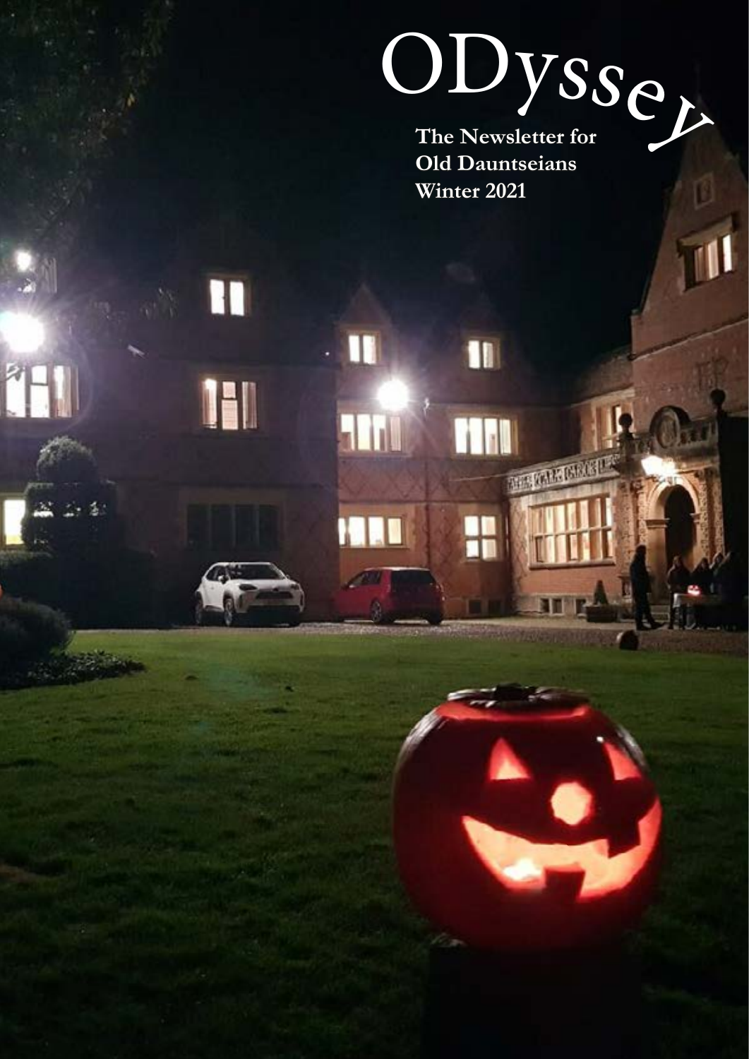# ODyssey

**The Newsletter for Old Dauntseians Winter 2021**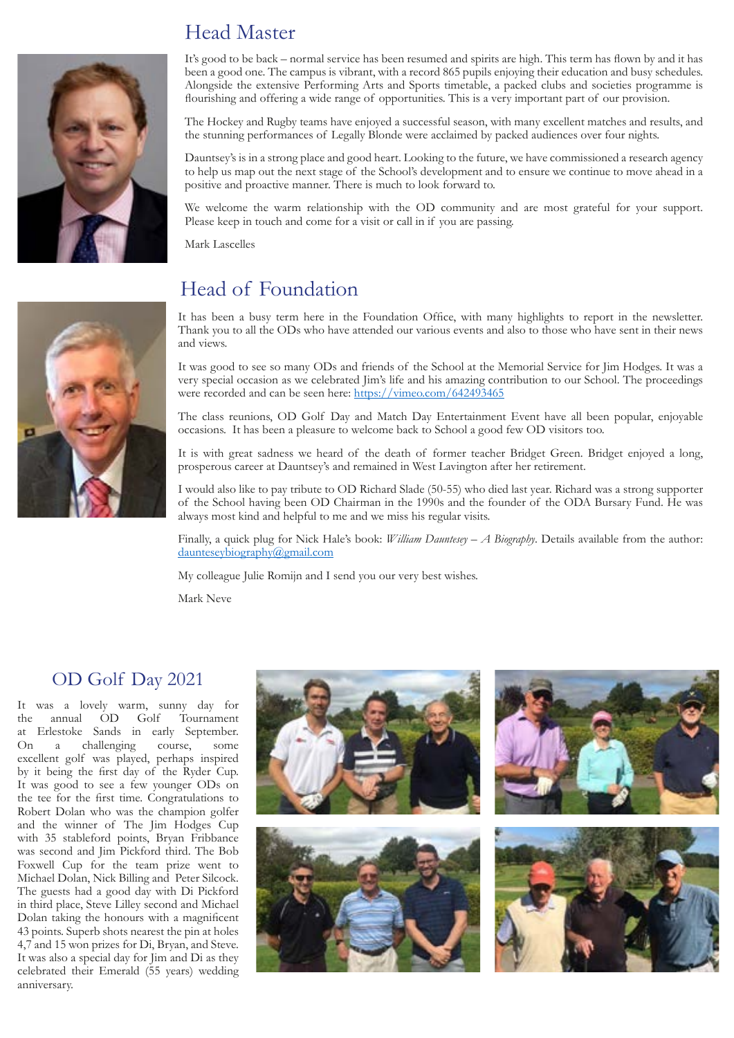## Head Master

It's good to be back – normal service has been resumed and spirits are high. This term has flown by and it has been a good one. The campus is vibrant, with a record 865 pupils enjoying their education and busy schedules. Alongside the extensive Performing Arts and Sports timetable, a packed clubs and societies programme is flourishing and offering a wide range of opportunities. This is a very important part of our provision.

The Hockey and Rugby teams have enjoyed a successful season, with many excellent matches and results, and the stunning performances of Legally Blonde were acclaimed by packed audiences over four nights.

Dauntsey's is in a strong place and good heart. Looking to the future, we have commissioned a research agency to help us map out the next stage of the School's development and to ensure we continue to move ahead in a positive and proactive manner. There is much to look forward to.

We welcome the warm relationship with the OD community and are most grateful for your support. Please keep in touch and come for a visit or call in if you are passing.

Mark Lascelles

## Head of Foundation

It has been a busy term here in the Foundation Office, with many highlights to report in the newsletter. Thank you to all the ODs who have attended our various events and also to those who have sent in their news and views.

It was good to see so many ODs and friends of the School at the Memorial Service for Jim Hodges. It was a very special occasion as we celebrated Jim's life and his amazing contribution to our School. The proceedings were recorded and can be seen here: https://vimeo.com/642493465

The class reunions, OD Golf Day and Match Day Entertainment Event have all been popular, enjoyable occasions. It has been a pleasure to welcome back to School a good few OD visitors too.

It is with great sadness we heard of the death of former teacher Bridget Green. Bridget enjoyed a long, prosperous career at Dauntsey's and remained in West Lavington after her retirement.

I would also like to pay tribute to OD Richard Slade (50-55) who died last year. Richard was a strong supporter of the School having been OD Chairman in the 1990s and the founder of the ODA Bursary Fund. He was always most kind and helpful to me and we miss his regular visits.

Finally, a quick plug for Nick Hale's book: *William Dauntesey – A Biography*. Details available from the author: daunteseybiography@gmail.com

My colleague Julie Romijn and I send you our very best wishes.

Mark Neve

## OD Golf Day 2021

It was a lovely warm, sunny day for the annual OD Golf Tournament at Erlestoke Sands in early September. On a challenging course, some excellent golf was played, perhaps inspired by it being the first day of the Ryder Cup. It was good to see a few younger ODs on the tee for the first time. Congratulations to Robert Dolan who was the champion golfer and the winner of The Jim Hodges Cup with 35 stableford points, Bryan Fribbance was second and Jim Pickford third. The Bob Foxwell Cup for the team prize went to Michael Dolan, Nick Billing and Peter Silcock. The guests had a good day with Di Pickford in third place, Steve Lilley second and Michael Dolan taking the honours with a magnificent 43 points. Superb shots nearest the pin at holes 4,7 and 15 won prizes for Di, Bryan, and Steve. It was also a special day for Jim and Di as they celebrated their Emerald (55 years) wedding anniversary.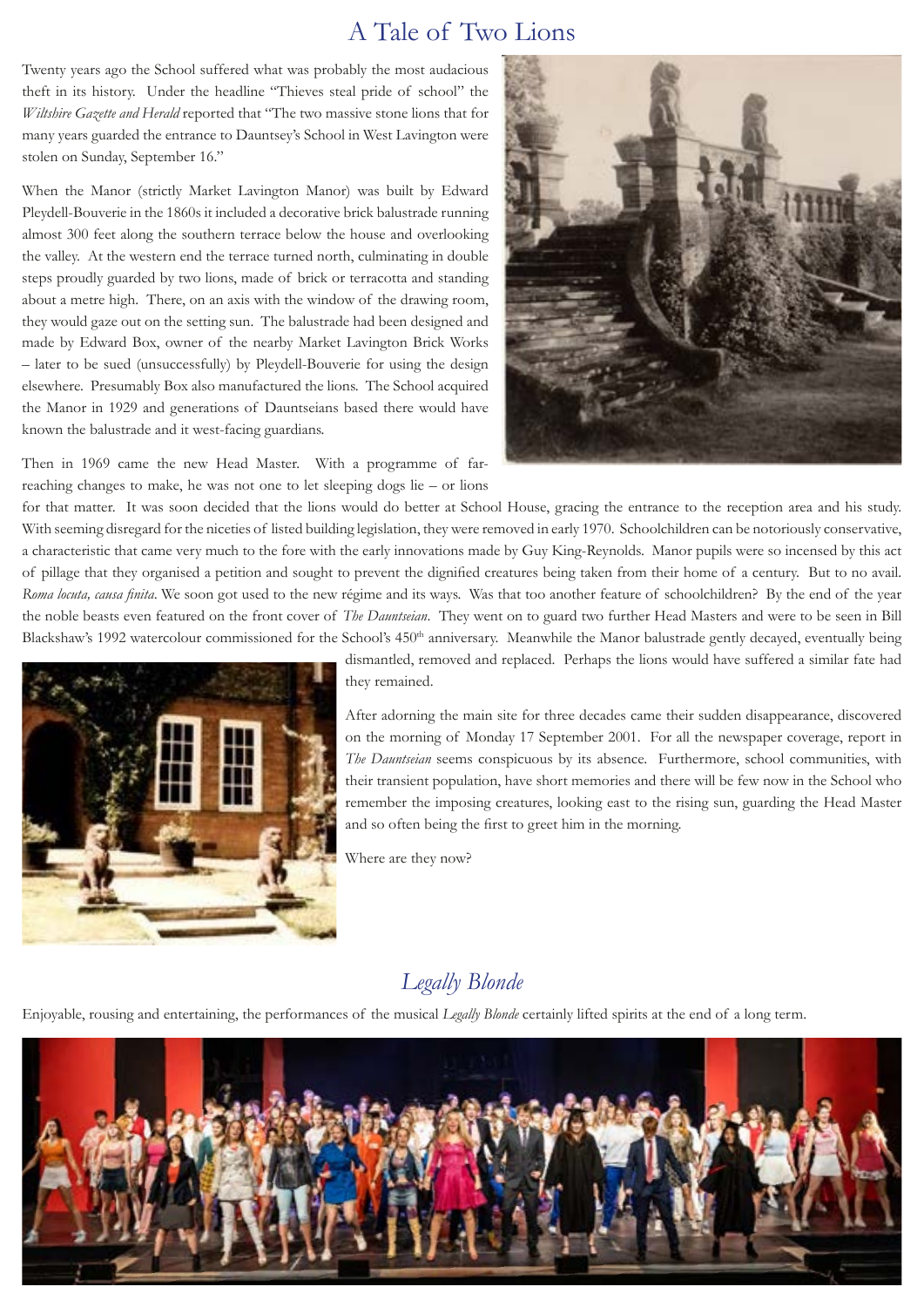# A Tale of Two Lions

Twenty years ago the School suffered what was probably the most audacious theft in its history. Under the headline "Thieves steal pride of school" the *Wiltshire Gazette and Herald* reported that "The two massive stone lions that for many years guarded the entrance to Dauntsey's School in West Lavington were stolen on Sunday, September 16."

When the Manor (strictly Market Lavington Manor) was built by Edward Pleydell-Bouverie in the 1860s it included a decorative brick balustrade running almost 300 feet along the southern terrace below the house and overlooking the valley. At the western end the terrace turned north, culminating in double steps proudly guarded by two lions, made of brick or terracotta and standing about a metre high. There, on an axis with the window of the drawing room, they would gaze out on the setting sun. The balustrade had been designed and made by Edward Box, owner of the nearby Market Lavington Brick Works – later to be sued (unsuccessfully) by Pleydell-Bouverie for using the design elsewhere. Presumably Box also manufactured the lions. The School acquired the Manor in 1929 and generations of Dauntseians based there would have known the balustrade and it west-facing guardians.

Then in 1969 came the new Head Master. With a programme of far-reaching changes to make, he was not one to let sleeping dogs lie – or lions for that matter. It was soon decided that the lions would do better at School House, gracing the entrance to the reception area and his study. With seeming disregard for the niceties of listed building legislation, they were removed in early 1970. Schoolchildren can be notoriously conservative, a characteristic that came very much to the fore with the early innovations made by Guy King-Reynolds. Manor pupils were so incensed by this act of pillage that they organised a petition and sought to prevent the dignified creatures being taken from their home of a century. But to no avail. *Roma locuta, causa finita*. We soon got used to the new régime and its ways. Was that too another feature of schoolchildren? By the end of the year the noble beasts even featured on the front cover of *The Dauntseian*. They went on to guard two further Head Masters and were to be seen in Bill Blackshaw's 1992 watercolour commissioned for the School's 450th anniversary. Meanwhile the Manor balustrade gently decayed, eventually being dismantled, removed and replaced. Perhaps the lions would have suffered a similar fate had they remained.

After adorning the main site for three decades came their sudden disappearance, discovered on the morning of Monday 17 September 2001. For all the newspaper coverage, report in *The Dauntseian* seems conspicuous by its absence. Furthermore, school communities, with their transient population, have short memories and there will be few now in the School who remember the imposing creatures, looking east to the rising sun, guarding the Head Master and so often being the first to greet him in the morning.

Where are they now?

## *Legally Blonde*

Enjoyable, rousing and entertaining, the performances of the musical *Legally Blonde* certainly lifted spirits at the end of a long term.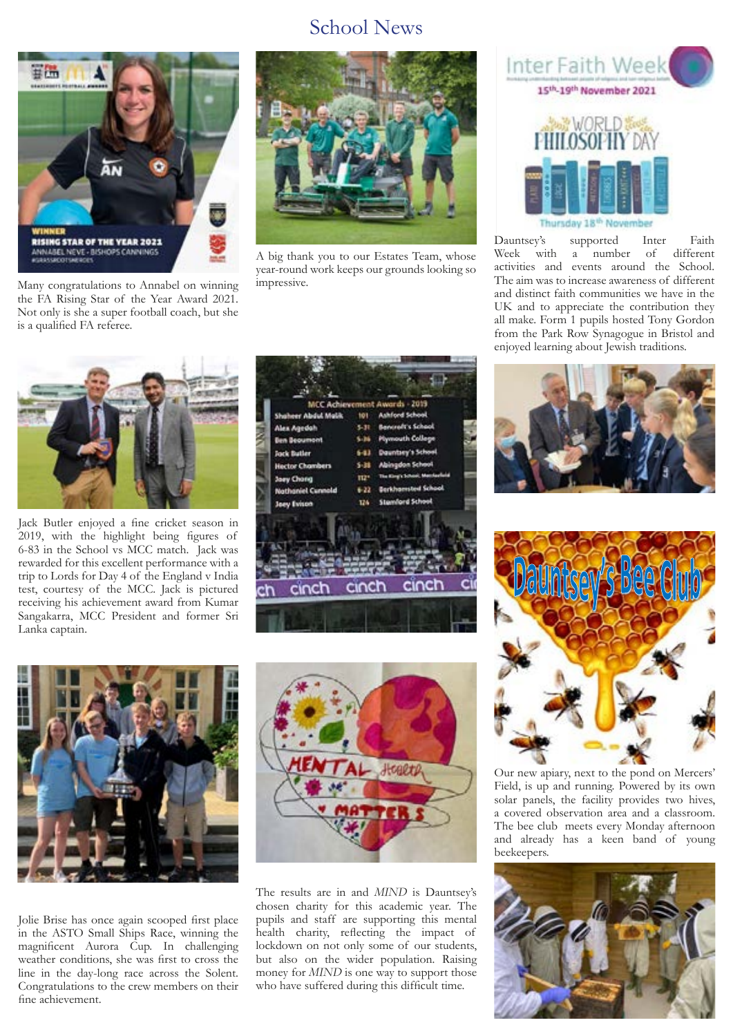# School News

Many congratulations to Annabel on winning the FA Rising Star of the Year Award 2021. Not only is she a super football coach, but she is a qualified FA referee.

A big thank you to our Estates Team, whose year-round work keeps our grounds looking so impressive.

Dauntsey's supported Inter Faith Week with a number of different activities and events around the School. The aim was to increase awareness of different and distinct faith communities we have in the UK and to appreciate the contribution they all make. Form 1 pupils hosted Tony Gordon from the Park Row Synagogue in Bristol and enjoyed learning about Jewish traditions.

Jack Butler enjoyed a fine cricket season in 2019, with the highlight being figures of 6-83 in the School vs MCC match. Jack was rewarded for this excellent performance with a trip to Lords for Day 4 of the England v India test, courtesy of the MCC. Jack is pictured receiving his achievement award from Kumar Sangakarra, MCC President and former Sri Lanka captain.

Our new apiary, next to the pond on Mercers' Field, is up and running. Powered by its own solar panels, the facility provides two hives, a covered observation area and a classroom. The bee club meets every Monday afternoon and already has a keen band of young beekeepers.

Jolie Brise has once again scooped first place in the ASTO Small Ships Race, winning the magnificent Aurora Cup. In challenging weather conditions, she was first to cross the line in the day-long race across the Solent. Congratulations to the crew members on their fine achievement.

The results are in and *MIND* is Dauntsey's chosen charity for this academic year. The pupils and staff are supporting this mental health charity, reflecting the impact of lockdown on not only some of our students, but also on the wider population. Raising money for *MIND* is one way to support those who have suffered during this difficult time.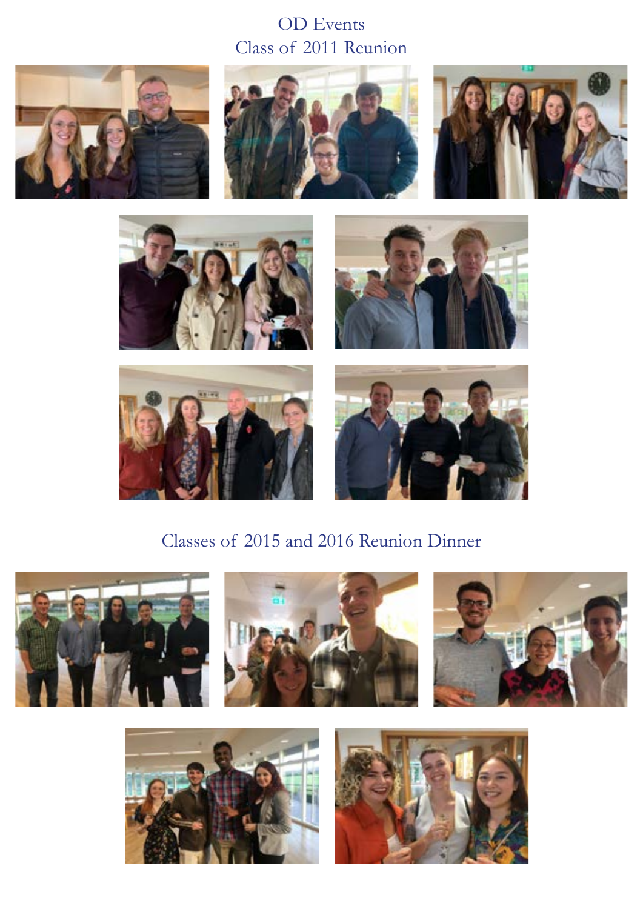# OD Events

## Class of 2011 Reunion

## Classes of 2015 and 2016 Reunion Dinner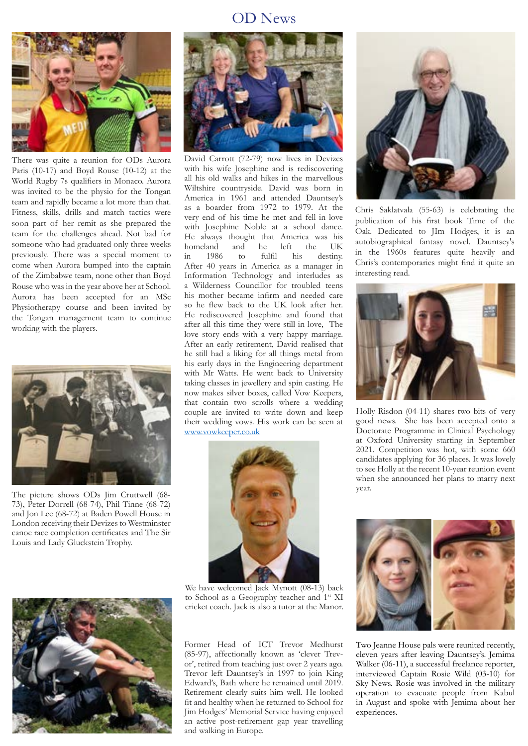# OD News

There was quite a reunion for ODs Aurora Paris (10-17) and Boyd Rouse (10-12) at the World Rugby 7s qualifiers in Monaco. Aurora was invited to be the physio for the Tongan team and rapidly became a lot more than that. Fitness, skills, drills and match tactics were soon part of her remit as she prepared the team for the challenges ahead. Not bad for someone who had graduated only three weeks previously. There was a special moment to come when Aurora bumped into the captain of the Zimbabwe team, none other than Boyd Rouse who was in the year above her at School. Aurora has been accepted for an MSc Physiotherapy course and been invited by the Tongan management team to continue working with the players.

The picture shows ODs Jim Cruttwell (68-73), Peter Dorrell (68-74), Phil Tinne (68-72) and Jon Lee (68-72) at Baden Powell House in London receiving their Devizes to Westminster canoe race completion certificates and The Sir Louis and Lady Gluckstein Trophy.

David Carrott (72-79) now lives in Devizes with his wife Josephine and is rediscovering all his old walks and hikes in the marvellous Wiltshire countryside. David was born in America in 1961 and attended Dauntsey's as a boarder from 1972 to 1979. At the very end of his time he met and fell in love with Josephine Noble at a school dance. He always thought that America was his homeland and he left the UK in 1986 to fulfil his destiny. After 40 years in America as a manager in Information Technology and interludes as a Wilderness Councillor for troubled teens his mother became infirm and needed care so he flew back to the UK look after her. He rediscovered Josephine and found that after all this time they were still in love, The love story ends with a very happy marriage. After an early retirement, David realised that he still had a liking for all things metal from his early days in the Engineering department with Mr Watts. He went back to University taking classes in jewellery and spin casting. He now makes silver boxes, called Vow Keepers, that contain two scrolls where a wedding couple are invited to write down and keep their wedding vows. His work can be seen at [www.vowkeeper.co.uk](http://www.vowkeeper.co.uk)

We have welcomed Jack Mynott (08-13) back to School as a Geography teacher and 1st XI cricket coach. Jack is also a tutor at the Manor.

Former Head of ICT Trevor Medhurst (85-97), affectionately known as 'clever Trevor', retired from teaching just over 2 years ago. Trevor left Dauntsey's in 1997 to join King Edward's, Bath where he remained until 2019. Retirement clearly suits him well. He looked fit and healthy when he returned to School for Jim Hodges' Memorial Service having enjoyed an active post-retirement gap year travelling and walking in Europe.

Chris Saklatvala (55-63) is celebrating the publication of his first book Time of the Oak. Dedicated to JIm Hodges, it is an autobiographical fantasy novel. Dauntsey's in the 1960s features quite heavily and Chris's contemporaries might find it quite an interesting read.

Holly Risdon (04-11) shares two bits of very good news. She has been accepted onto a Doctorate Programme in Clinical Psychology at Oxford University starting in September 2021. Competition was hot, with some 660 candidates applying for 36 places. It was lovely to see Holly at the recent 10-year reunion event when she announced her plans to marry next year.

Two Jeanne House pals were reunited recently, eleven years after leaving Dauntsey's. Jemima Walker (06-11), a successful freelance reporter, interviewed Captain Rosie Wild (03-10) for Sky News. Rosie was involved in the military operation to evacuate people from Kabul in August and spoke with Jemima about her experiences.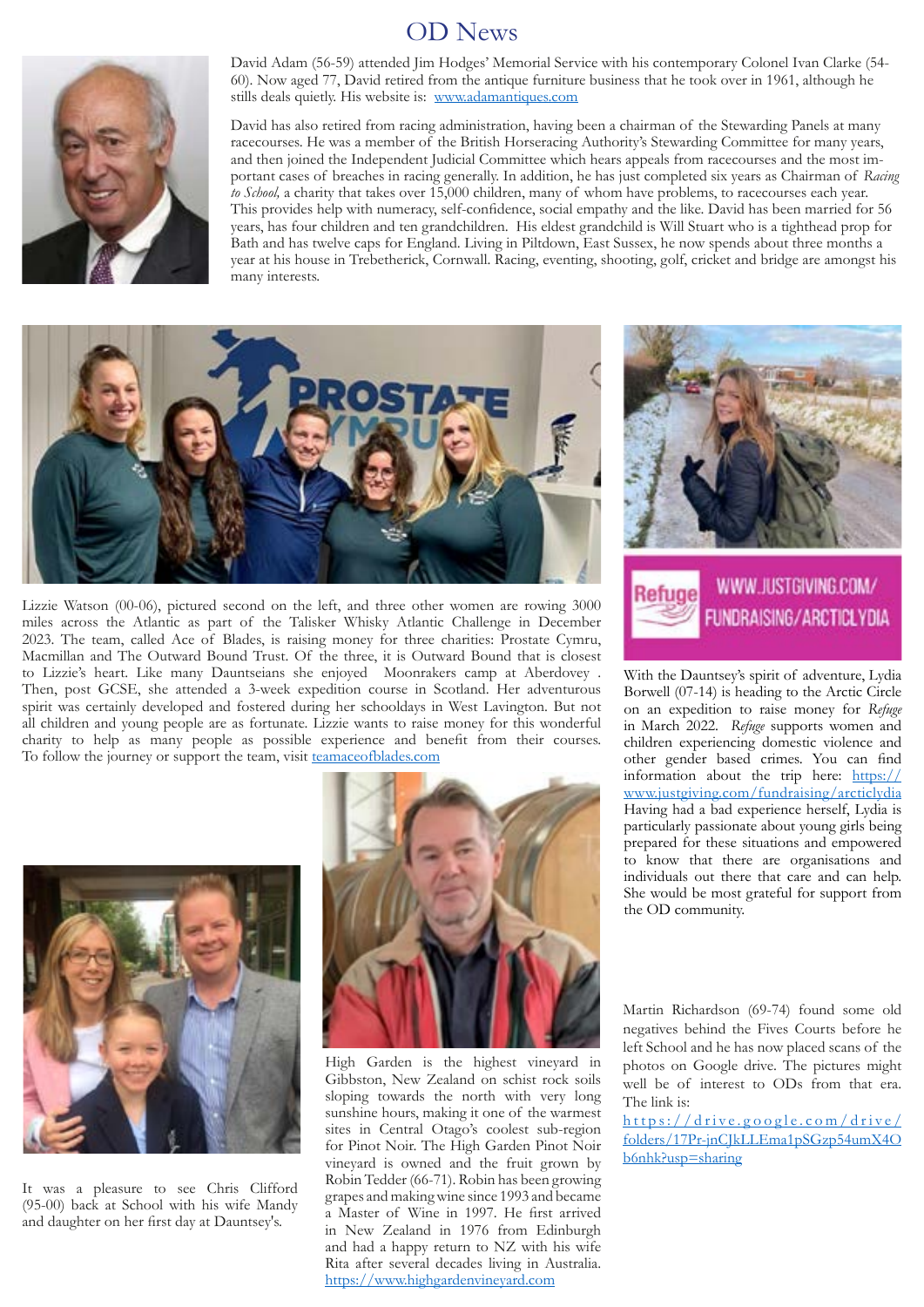# OD News

David Adam (56-59) attended Jim Hodges' Memorial Service with his contemporary Colonel Ivan Clarke (54-60). Now aged 77, David retired from the antique furniture business that he took over in 1961, although he stills deals quietly. His website is: www.adamantiques.com

David has also retired from racing administration, having been a chairman of the Stewarding Panels at many racecourses. He was a member of the British Horseracing Authority's Stewarding Committee for many years, and then joined the Independent Judicial Committee which hears appeals from racecourses and the most important cases of breaches in racing generally. In addition, he has just completed six years as Chairman of *Racing to School,* a charity that takes over 15,000 children, many of whom have problems, to racecourses each year. This provides help with numeracy, self-confidence, social empathy and the like. David has been married for 56 years, has four children and ten grandchildren. His eldest grandchild is Will Stuart who is a tighthead prop for Bath and has twelve caps for England. Living in Piltdown, East Sussex, he now spends about three months a year at his house in Trebetherick, Cornwall. Racing, eventing, shooting, golf, cricket and bridge are amongst his many interests.

Lizzie Watson (00-06), pictured second on the left, and three other women are rowing 3000 miles across the Atlantic as part of the Talisker Whisky Atlantic Challenge in December 2023. The team, called Ace of Blades, is raising money for three charities: Prostate Cymru, Macmillan and The Outward Bound Trust. Of the three, it is Outward Bound that is closest to Lizzie's heart. Like many Dauntseians she enjoyed Moonrakers camp at Aberdovey . Then, post GCSE, she attended a 3-week expedition course in Scotland. Her adventurous spirit was certainly developed and fostered during her schooldays in West Lavington. But not all children and young people are as fortunate. Lizzie wants to raise money for this wonderful charity to help as many people as possible experience and benefit from their courses. To follow the journey or support the team, visit teamaceofblades.com

Refuge — WWW.JUSTGIVING.COM/FUNDRAISING/ARCTICLYDIA

With the Dauntsey's spirit of adventure, Lydia Borwell (07-14) is heading to the Arctic Circle on an expedition to raise money for *Refuge* in March 2022. *Refuge* supports women and children experiencing domestic violence and other gender based crimes. You can find information about the trip here: https://www.justgiving.com/fundraising/arcticlydia Having had a bad experience herself, Lydia is particularly passionate about young girls being prepared for these situations and empowered to know that there are organisations and individuals out there that care and can help. She would be most grateful for support from the OD community.

It was a pleasure to see Chris Clifford (95-00) back at School with his wife Mandy and daughter on her first day at Dauntsey's.

High Garden is the highest vineyard in Gibbston, New Zealand on schist rock soils sloping towards the north with very long sunshine hours, making it one of the warmest sites in Central Otago's coolest sub-region for Pinot Noir. The High Garden Pinot Noir vineyard is owned and the fruit grown by Robin Tedder (66-71). Robin has been growing grapes and making wine since 1993 and became a Master of Wine in 1997. He first arrived in New Zealand in 1976 from Edinburgh and had a happy return to NZ with his wife Rita after several decades living in Australia. https://www.highgardenvineyard.com

Martin Richardson (69-74) found some old negatives behind the Fives Courts before he left School and he has now placed scans of the photos on Google drive. The pictures might well be of interest to ODs from that era. The link is:

https://drive.google.com/drive/folders/17Pr-jnCJkLLEma1pSGzp54umX4Ob6nhk?usp=sharing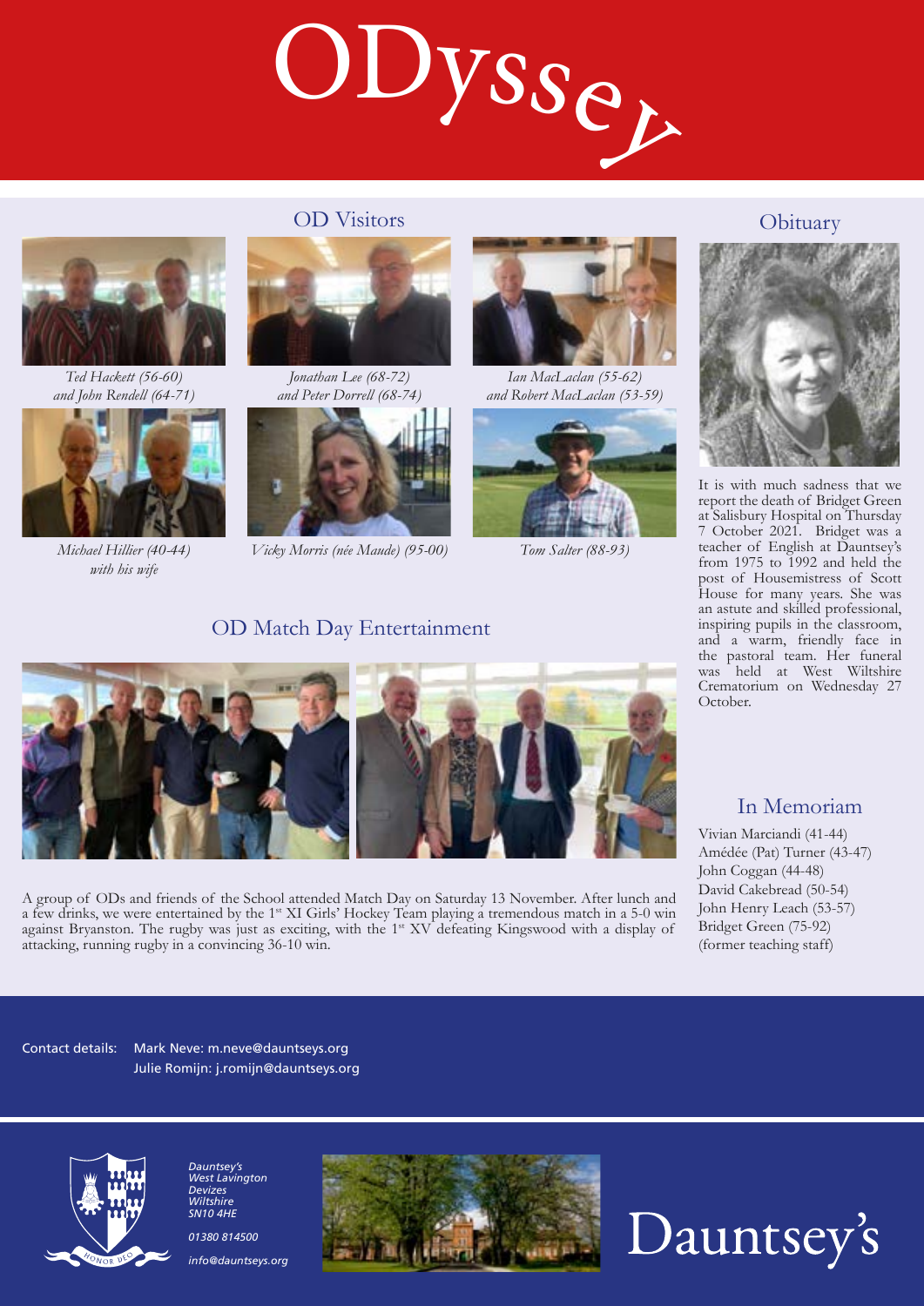# ODyssey

## OD Visitors

*Ted Hackett (56-60) and John Rendell (64-71)*

*Jonathan Lee (68-72) and Peter Dorrell (68-74)*

*Ian MacLaclan (55-62) and Robert MacLaclan (53-59)*

*Michael Hillier (40-44) with his wife*

*Vicky Morris (née Maude) (95-00)*

*Tom Salter (88-93)*

## OD Match Day Entertainment

A group of ODs and friends of the School attended Match Day on Saturday 13 November. After lunch and a few drinks, we were entertained by the 1st XI Girls' Hockey Team playing a tremendous match in a 5-0 win against Bryanston. The rugby was just as exciting, with the 1st XV defeating Kingswood with a display of attacking, running rugby in a convincing 36-10 win.

## Obituary

It is with much sadness that we report the death of Bridget Green at Salisbury Hospital on Thursday 7 October 2021. Bridget was a teacher of English at Dauntsey's from 1975 to 1992 and held the post of Housemistress of Scott House for many years. She was an astute and skilled professional, inspiring pupils in the classroom, and a warm, friendly face in the pastoral team. Her funeral was held at West Wiltshire Crematorium on Wednesday 27 October.

## In Memoriam

Vivian Marciandi (41-44)
Amédée (Pat) Turner (43-47)
John Coggan (44-48)
David Cakebread (50-54)
John Henry Leach (53-57)
Bridget Green (75-92)
(former teaching staff)

Contact details: Mark Neve: m.neve@dauntseys.org
Julie Romijn: j.romijn@dauntseys.org

HONOR DEO

*Dauntsey's*
*West Lavington*
*Devizes*
*Wiltshire*
*SN10 4HE*

*01380 814500*

*info@dauntseys.org*

Dauntsey's